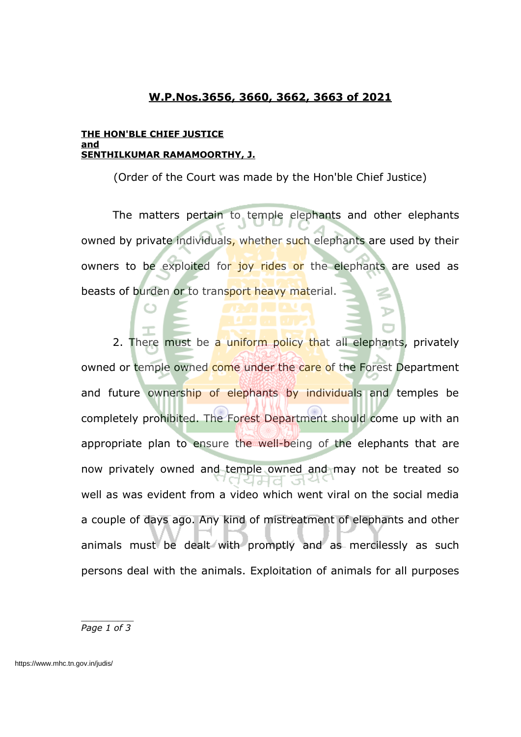**W.P.Nos.3656, 3660, 3662, 3663 of 2021**

**THE HON'BLE CHIEF JUSTICE**
**and**
**SENTHILKUMAR RAMAMOORTHY, J.**

(Order of the Court was made by the Hon'ble Chief Justice)

The matters pertain to temple elephants and other elephants owned by private individuals, whether such elephants are used by their owners to be exploited for joy rides or the elephants are used as beasts of burden or to transport heavy material.

2. There must be a uniform policy that all elephants, privately owned or temple owned come under the care of the Forest Department and future ownership of elephants by individuals and temples be completely prohibited. The Forest Department should come up with an appropriate plan to ensure the well-being of the elephants that are now privately owned and temple owned and may not be treated so well as was evident from a video which went viral on the social media a couple of days ago. Any kind of mistreatment of elephants and other animals must be dealt with promptly and as mercilessly as such persons deal with the animals. Exploitation of animals for all purposes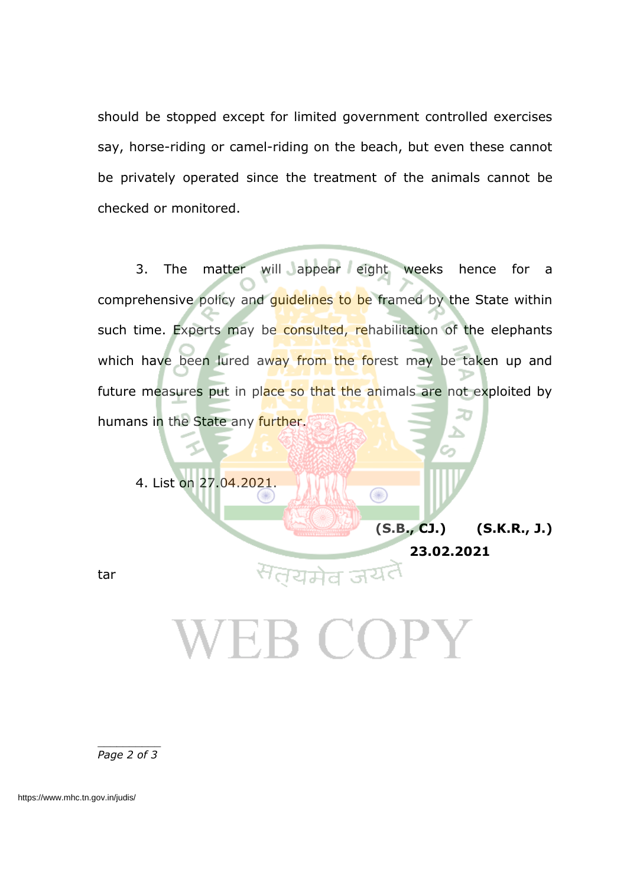should be stopped except for limited government controlled exercises say, horse-riding or camel-riding on the beach, but even these cannot be privately operated since the treatment of the animals cannot be checked or monitored.

3. The matter will appear eight weeks hence for a comprehensive policy and guidelines to be framed by the State within such time. Experts may be consulted, rehabilitation of the elephants which have been lured away from the forest may be taken up and future measures put in place so that the animals are not exploited by humans in the State any further.

4. List on 27.04.2021.

**(S.B., CJ.)** **(S.K.R., J.)**
**23.02.2021**

tar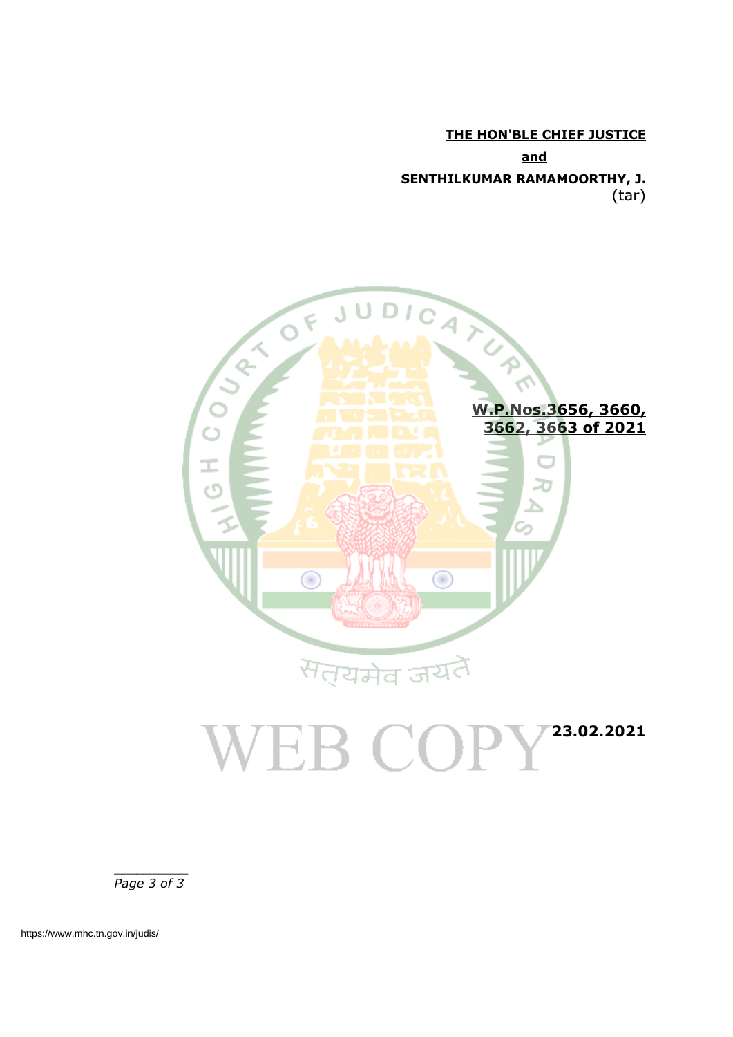**THE HON'BLE CHIEF JUSTICE**

**and**

**SENTHILKUMAR RAMAMOORTHY, J.**

(tar)

**W.P.Nos.3656, 3660, 3662, 3663 of 2021**

**23.02.2021**